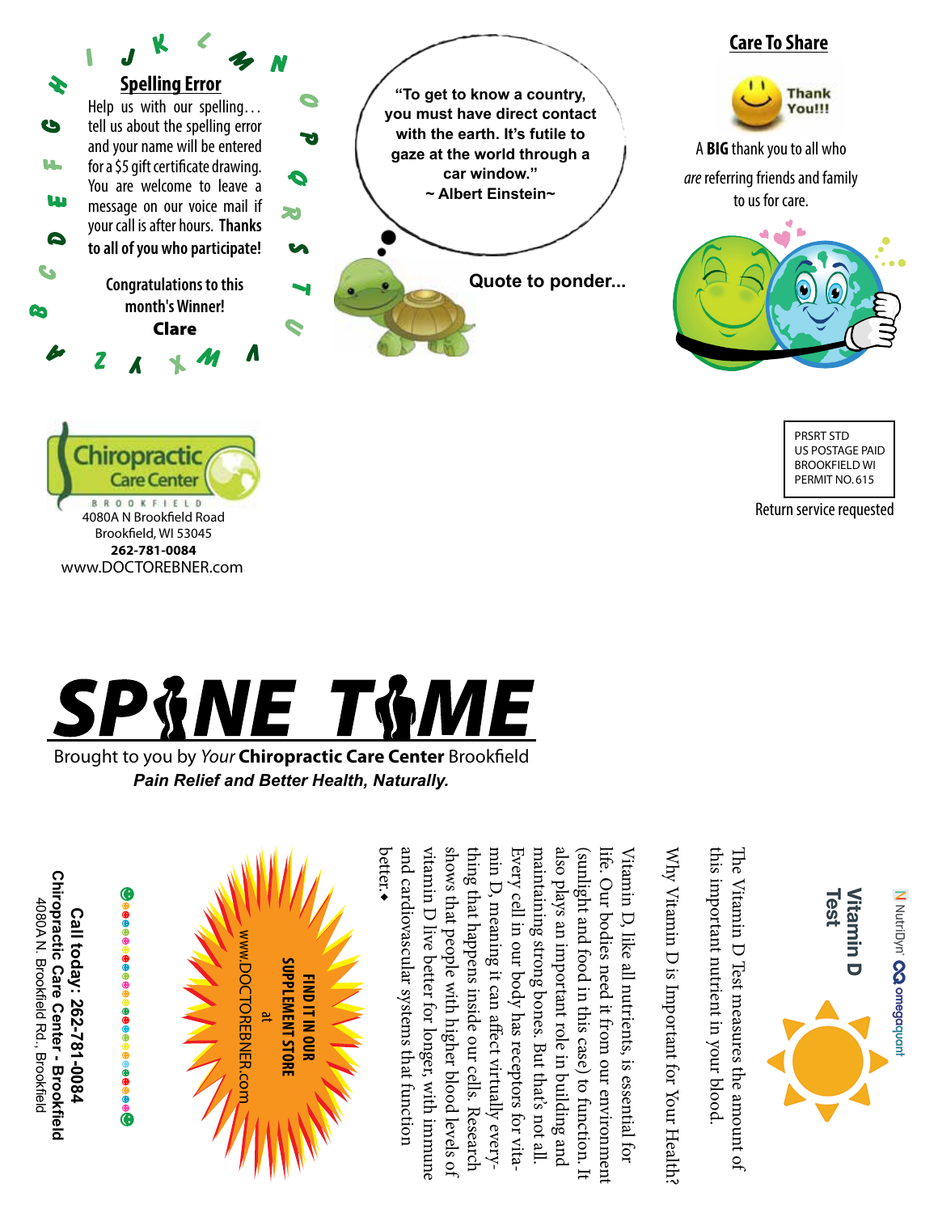## Spelling Error

Help us with our spelling… tell us about the spelling error and your name will be entered for a $5 gift certificate drawing. You are welcome to leave a message on our voice mail if your call is after hours. **Thanks to all of you who participate!**

Congratulations to this month's Winner!

**Clare**

"To get to know a country, you must have direct contact with the earth. It's futile to gaze at the world through a car window."
~ Albert Einstein~

**Quote to ponder...**

## Care To Share

Thank You!!!

A **BIG** thank you to all who *are* referring friends and family to us for care.

Chiropractic Care Center
BROOKFIELD
4080A N Brookfield Road
Brookfield, WI 53045
**262-781-0084**
www.DOCTOREBNER.com

PRSRT STD
US POSTAGE PAID
BROOKFIELD WI
PERMIT NO. 615

Return service requested

# SPINE TIME

Brought to you by *Your* **Chiropractic Care Center** Brookfield

***Pain Relief and Better Health, Naturally.***

NutriDyn omegaquant

## Vitamin D Test

The Vitamin D Test measures the amount of this important nutrient in your blood.

Why Vitamin D is Important for Your Health?

Vitamin D, like all nutrients, is essential for life. Our bodies need it from our environment (sunlight and food in this case) to function. It also plays an important role in building and maintaining strong bones. But that's not all. Every cell in our body has receptors for vitamin D, meaning it can affect virtually everything that happens inside our cells. Research shows that people with higher blood levels of vitamin D live better for longer, with immune and cardiovascular systems that function better.◆

**FIND IT IN OUR SUPPLEMENT STORE**
at
www.DOCTOREBNER.com

**Call today: 262-781-0084**
**Chiropractic Care Center - Brookfield**
4080A N. Brookfield Rd., Brookfield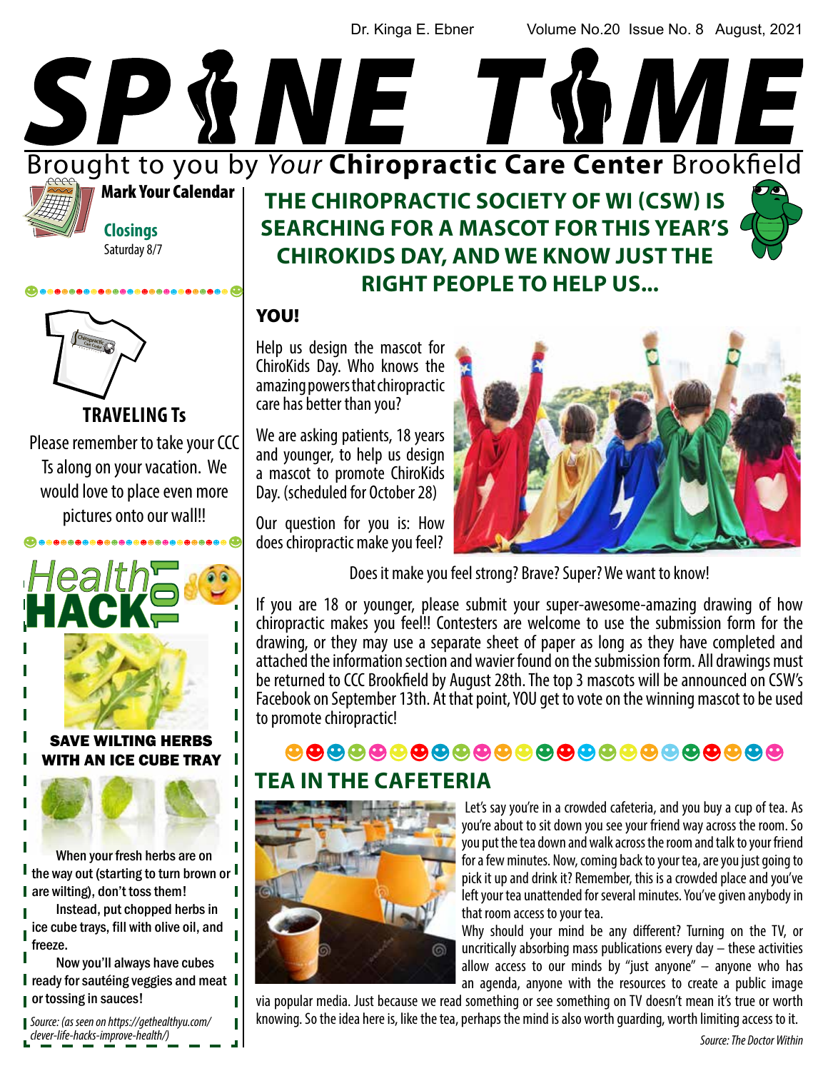Dr. Kinga E. Ebner Volume No.20 Issue No. 8 August, 2021

# SPINE TIME

Brought to you by *Your* **Chiropractic Care Center** Brookfield

## Mark Your Calendar

**Closings**
Saturday 8/7

## TRAVELING Ts

Please remember to take your CCC Ts along on your vacation. We would love to place even more pictures onto our wall!!

## Health HACK 101

### SAVE WILTING HERBS WITH AN ICE CUBE TRAY

When your fresh herbs are on the way out (starting to turn brown or are wilting), don't toss them!

Instead, put chopped herbs in ice cube trays, fill with olive oil, and freeze.

Now you'll always have cubes ready for sautéing veggies and meat or tossing in sauces!

*Source: (as seen on https://gethealthyu.com/clever-life-hacks-improve-health/)*

## THE CHIROPRACTIC SOCIETY OF WI (CSW) IS SEARCHING FOR A MASCOT FOR THIS YEAR'S CHIROKIDS DAY, AND WE KNOW JUST THE RIGHT PEOPLE TO HELP US...

**YOU!**

Help us design the mascot for ChiroKids Day. Who knows the amazing powers that chiropractic care has better than you?

We are asking patients, 18 years and younger, to help us design a mascot to promote ChiroKids Day. (scheduled for October 28)

Our question for you is: How does chiropractic make you feel?

Does it make you feel strong? Brave? Super? We want to know!

If you are 18 or younger, please submit your super-awesome-amazing drawing of how chiropractic makes you feel!! Contesters are welcome to use the submission form for the drawing, or they may use a separate sheet of paper as long as they have completed and attached the information section and wavier found on the submission form. All drawings must be returned to CCC Brookfield by August 28th. The top 3 mascots will be announced on CSW's Facebook on September 13th. At that point, YOU get to vote on the winning mascot to be used to promote chiropractic!

## TEA IN THE CAFETERIA

Let's say you're in a crowded cafeteria, and you buy a cup of tea. As you're about to sit down you see your friend way across the room. So you put the tea down and walk across the room and talk to your friend for a few minutes. Now, coming back to your tea, are you just going to pick it up and drink it? Remember, this is a crowded place and you've left your tea unattended for several minutes. You've given anybody in that room access to your tea.

Why should your mind be any different? Turning on the TV, or uncritically absorbing mass publications every day – these activities allow access to our minds by "just anyone" – anyone who has an agenda, anyone with the resources to create a public image via popular media. Just because we read something or see something on TV doesn't mean it's true or worth knowing. So the idea here is, like the tea, perhaps the mind is also worth guarding, worth limiting access to it.

*Source: The Doctor Within*